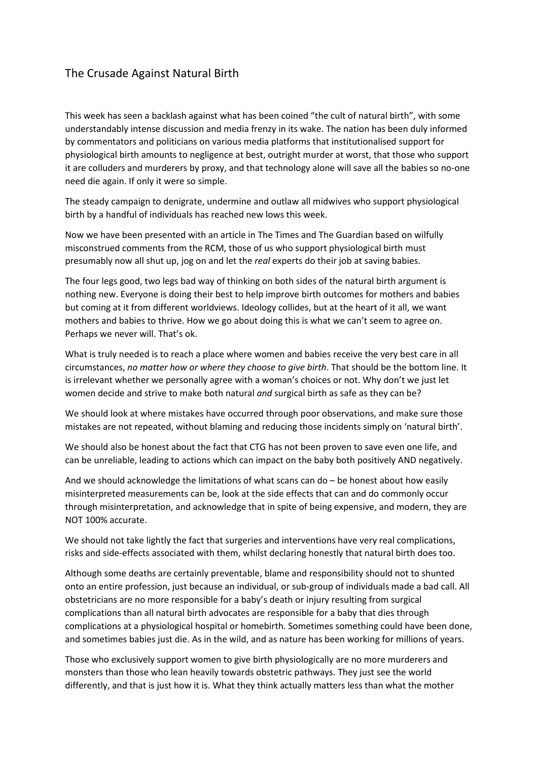# The Crusade Against Natural Birth

This week has seen a backlash against what has been coined "the cult of natural birth", with some understandably intense discussion and media frenzy in its wake. The nation has been duly informed by commentators and politicians on various media platforms that institutionalised support for physiological birth amounts to negligence at best, outright murder at worst, that those who support it are colluders and murderers by proxy, and that technology alone will save all the babies so no-one need die again. If only it were so simple.

The steady campaign to denigrate, undermine and outlaw all midwives who support physiological birth by a handful of individuals has reached new lows this week.

Now we have been presented with an article in The Times and The Guardian based on wilfully misconstrued comments from the RCM, those of us who support physiological birth must presumably now all shut up, jog on and let the *real* experts do their job at saving babies.

The four legs good, two legs bad way of thinking on both sides of the natural birth argument is nothing new. Everyone is doing their best to help improve birth outcomes for mothers and babies but coming at it from different worldviews. Ideology collides, but at the heart of it all, we want mothers and babies to thrive. How we go about doing this is what we can't seem to agree on. Perhaps we never will. That's ok.

What is truly needed is to reach a place where women and babies receive the very best care in all circumstances, *no matter how or where they choose to give birth*. That should be the bottom line. It is irrelevant whether we personally agree with a woman's choices or not. Why don't we just let women decide and strive to make both natural *and* surgical birth as safe as they can be?

We should look at where mistakes have occurred through poor observations, and make sure those mistakes are not repeated, without blaming and reducing those incidents simply on 'natural birth'.

We should also be honest about the fact that CTG has not been proven to save even one life, and can be unreliable, leading to actions which can impact on the baby both positively AND negatively.

And we should acknowledge the limitations of what scans can do – be honest about how easily misinterpreted measurements can be, look at the side effects that can and do commonly occur through misinterpretation, and acknowledge that in spite of being expensive, and modern, they are NOT 100% accurate.

We should not take lightly the fact that surgeries and interventions have very real complications, risks and side-effects associated with them, whilst declaring honestly that natural birth does too.

Although some deaths are certainly preventable, blame and responsibility should not to shunted onto an entire profession, just because an individual, or sub-group of individuals made a bad call. All obstetricians are no more responsible for a baby's death or injury resulting from surgical complications than all natural birth advocates are responsible for a baby that dies through complications at a physiological hospital or homebirth. Sometimes something could have been done, and sometimes babies just die. As in the wild, and as nature has been working for millions of years.

Those who exclusively support women to give birth physiologically are no more murderers and monsters than those who lean heavily towards obstetric pathways. They just see the world differently, and that is just how it is. What they think actually matters less than what the mother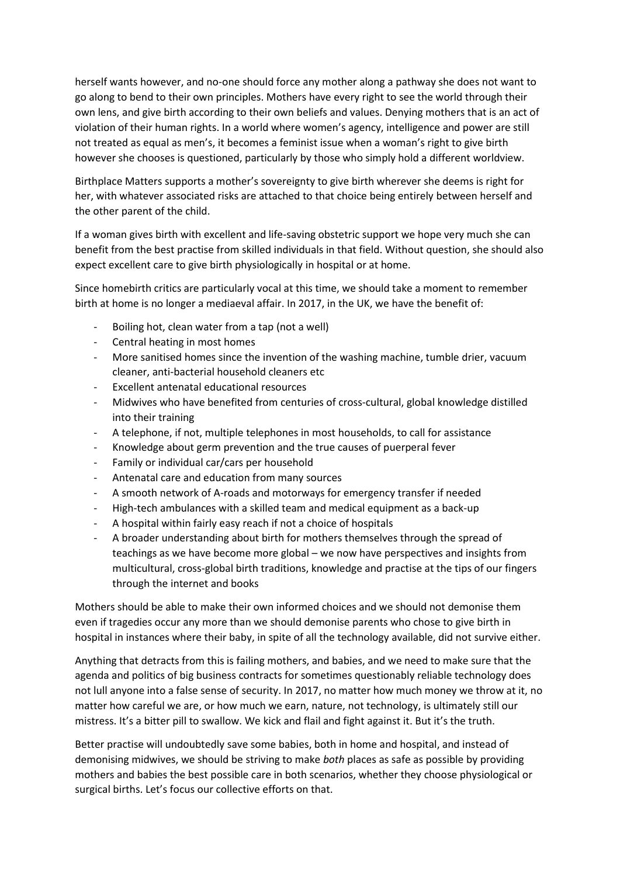herself wants however, and no-one should force any mother along a pathway she does not want to go along to bend to their own principles. Mothers have every right to see the world through their own lens, and give birth according to their own beliefs and values. Denying mothers that is an act of violation of their human rights. In a world where women's agency, intelligence and power are still not treated as equal as men's, it becomes a feminist issue when a woman's right to give birth however she chooses is questioned, particularly by those who simply hold a different worldview.

Birthplace Matters supports a mother's sovereignty to give birth wherever she deems is right for her, with whatever associated risks are attached to that choice being entirely between herself and the other parent of the child.

If a woman gives birth with excellent and life-saving obstetric support we hope very much she can benefit from the best practise from skilled individuals in that field. Without question, she should also expect excellent care to give birth physiologically in hospital or at home.

Since homebirth critics are particularly vocal at this time, we should take a moment to remember birth at home is no longer a mediaeval affair. In 2017, in the UK, we have the benefit of:

- Boiling hot, clean water from a tap (not a well)
- Central heating in most homes
- More sanitised homes since the invention of the washing machine, tumble drier, vacuum cleaner, anti-bacterial household cleaners etc
- Excellent antenatal educational resources
- Midwives who have benefited from centuries of cross-cultural, global knowledge distilled into their training
- A telephone, if not, multiple telephones in most households, to call for assistance
- Knowledge about germ prevention and the true causes of puerperal fever
- Family or individual car/cars per household
- Antenatal care and education from many sources
- A smooth network of A-roads and motorways for emergency transfer if needed
- High-tech ambulances with a skilled team and medical equipment as a back-up
- A hospital within fairly easy reach if not a choice of hospitals
- A broader understanding about birth for mothers themselves through the spread of teachings as we have become more global – we now have perspectives and insights from multicultural, cross-global birth traditions, knowledge and practise at the tips of our fingers through the internet and books

Mothers should be able to make their own informed choices and we should not demonise them even if tragedies occur any more than we should demonise parents who chose to give birth in hospital in instances where their baby, in spite of all the technology available, did not survive either.

Anything that detracts from this is failing mothers, and babies, and we need to make sure that the agenda and politics of big business contracts for sometimes questionably reliable technology does not lull anyone into a false sense of security. In 2017, no matter how much money we throw at it, no matter how careful we are, or how much we earn, nature, not technology, is ultimately still our mistress. It's a bitter pill to swallow. We kick and flail and fight against it. But it's the truth.

Better practise will undoubtedly save some babies, both in home and hospital, and instead of demonising midwives, we should be striving to make *both* places as safe as possible by providing mothers and babies the best possible care in both scenarios, whether they choose physiological or surgical births. Let's focus our collective efforts on that.